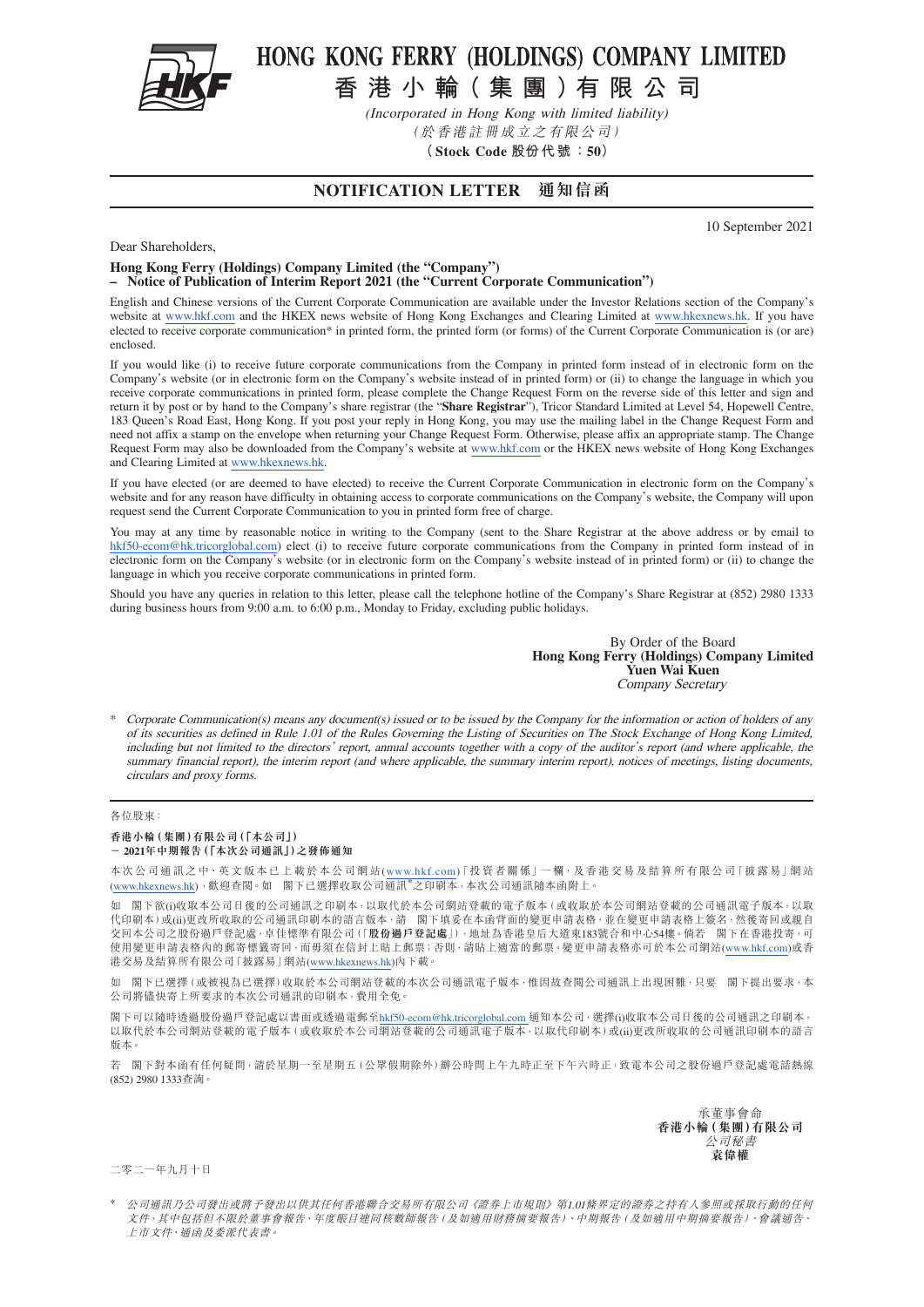# HONG KONG FERRY (HOLDINGS) COMPANY LIMITED

# 香港小輪(集團)有限公司

*(Incorporated in Hong Kong with limited liability)*

*(於香港註冊成立之有限公司)*

**(Stock Code 股份代號:50)**

## NOTIFICATION LETTER 通知信函

10 September 2021

Dear Shareholders,

**Hong Kong Ferry (Holdings) Company Limited (the "Company")**
**– Notice of Publication of Interim Report 2021 (the "Current Corporate Communication")**

English and Chinese versions of the Current Corporate Communication are available under the Investor Relations section of the Company's website at www.hkf.com and the HKEX news website of Hong Kong Exchanges and Clearing Limited at www.hkexnews.hk. If you have elected to receive corporate communication* in printed form, the printed form (or forms) of the Current Corporate Communication is (or are) enclosed.

If you would like (i) to receive future corporate communications from the Company in printed form instead of in electronic form on the Company's website (or in electronic form on the Company's website instead of in printed form) or (ii) to change the language in which you receive corporate communications in printed form, please complete the Change Request Form on the reverse side of this letter and sign and return it by post or by hand to the Company's share registrar (the "**Share Registrar**"), Tricor Standard Limited at Level 54, Hopewell Centre, 183 Queen's Road East, Hong Kong. If you post your reply in Hong Kong, you may use the mailing label in the Change Request Form and need not affix a stamp on the envelope when returning your Change Request Form. Otherwise, please affix an appropriate stamp. The Change Request Form may also be downloaded from the Company's website at www.hkf.com or the HKEX news website of Hong Kong Exchanges and Clearing Limited at www.hkexnews.hk.

If you have elected (or are deemed to have elected) to receive the Current Corporate Communication in electronic form on the Company's website and for any reason have difficulty in obtaining access to corporate communications on the Company's website, the Company will upon request send the Current Corporate Communication to you in printed form free of charge.

You may at any time by reasonable notice in writing to the Company (sent to the Share Registrar at the above address or by email to hkf50-ecom@hk.tricorglobal.com) elect (i) to receive future corporate communications from the Company in printed form instead of in electronic form on the Company's website (or in electronic form on the Company's website instead of in printed form) or (ii) to change the language in which you receive corporate communications in printed form.

Should you have any queries in relation to this letter, please call the telephone hotline of the Company's Share Registrar at (852) 2980 1333 during business hours from 9:00 a.m. to 6:00 p.m., Monday to Friday, excluding public holidays.

By Order of the Board
**Hong Kong Ferry (Holdings) Company Limited**
**Yuen Wai Kuen**
*Company Secretary*

\* *Corporate Communication(s) means any document(s) issued or to be issued by the Company for the information or action of holders of any of its securities as defined in Rule 1.01 of the Rules Governing the Listing of Securities on The Stock Exchange of Hong Kong Limited, including but not limited to the directors' report, annual accounts together with a copy of the auditor's report (and where applicable, the summary financial report), the interim report (and where applicable, the summary interim report), notices of meetings, listing documents, circulars and proxy forms.*

---

各位股東:

**香港小輪(集團)有限公司(「本公司」)**
**－ 2021年中期報告(「本次公司通訊」)之發佈通知**

本次公司通訊之中、英文版本已上載於本公司網站(www.hkf.com)「投資者關係」一欄,及香港交易及結算所有限公司「披露易」網站(www.hkexnews.hk),歡迎查閱。如 閣下已選擇收取公司通訊*之印刷本,本次公司通訊隨本函附上。

如 閣下欲(i)收取本公司日後的公司通訊之印刷本,以取代於本公司網站登載的電子版本(或收取於本公司網站登載的公司通訊電子版本,以取代印刷本)或(ii)更改所收取的公司通訊印刷本的語言版本,請 閣下填妥在本函背面的變更申請表格,並在變更申請表格上簽名,然後寄回或親自交回本公司之股份過戶登記處,卓佳標準有限公司(「**股份過戶登記處**」),地址為香港皇后大道東183號合和中心54樓。倘若 閣下在香港投寄,可使用變更申請表格內的郵寄標籤寄回,而毋須在信封上貼上郵票;否則,請貼上適當的郵票。變更申請表格亦可於本公司網站(www.hkf.com)或香港交易及結算所有限公司「披露易」網站(www.hkexnews.hk)內下載。

如 閣下已選擇(或被視為已選擇)收取於本公司網站登載的本次公司通訊電子版本,惟因故查閱公司通訊上出現困難,只要 閣下提出要求,本公司將儘快寄上所要求的本次公司通訊的印刷本,費用全免。

閣下可以隨時透過股份過戶登記處以書面或透過電郵至hkf50-ecom@hk.tricorglobal.com通知本公司,選擇(i)收取本公司日後的公司通訊之印刷本,以取代於本公司網站登載的電子版本(或收取於本公司網站登載的公司通訊電子版本,以取代印刷本)或(ii)更改所收取的公司通訊印刷本的語言版本。

若 閣下對本函有任何疑問,請於星期一至星期五(公眾假期除外)辦公時間上午九時正至下午六時正,致電本公司之股份過戶登記處電話熱線(852) 2980 1333查詢。

承董事會命
**香港小輪(集團)有限公司**
*公司秘書*
**袁偉權**

二零二一年九月十日

\* *公司通訊乃公司發出或將予發出以供其任何香港聯合交易所有限公司《證券上市規則》第1.01條界定的證券之持有人參照或採取行動的任何文件,其中包括但不限於董事會報告、年度賬目連同核數師報告(及如適用財務摘要報告)、中期報告(及如適用中期摘要報告)、會議通告、上市文件、通函及委派代表書。*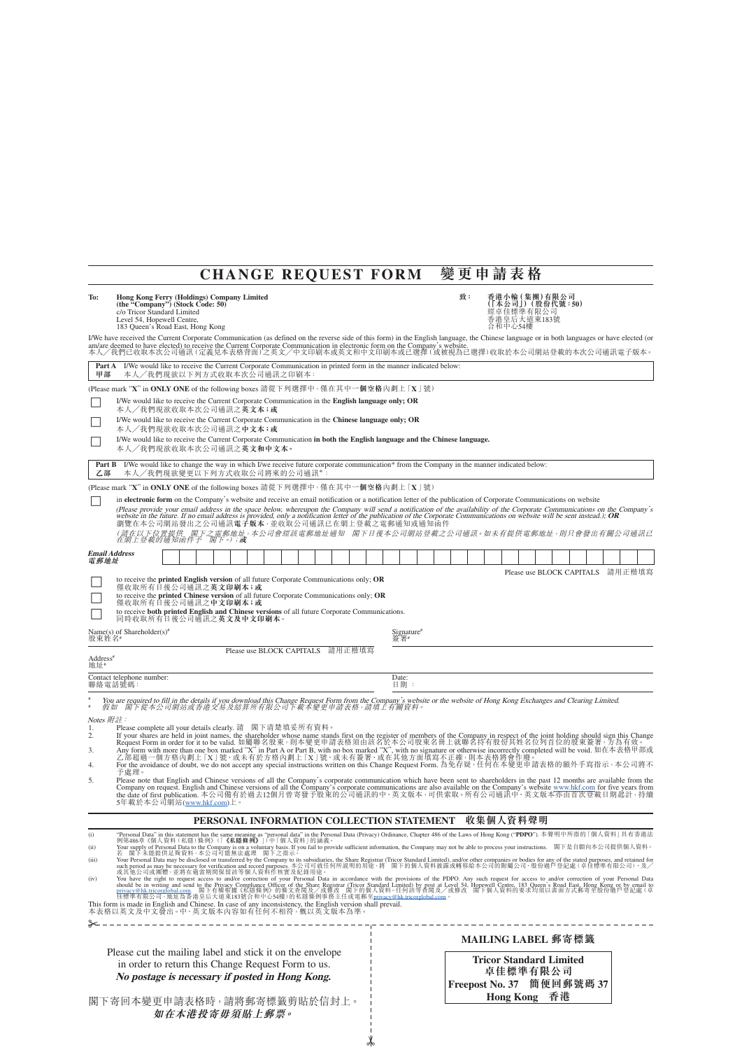# CHANGE REQUEST FORM 變更申請表格

**To:** **Hong Kong Ferry (Holdings) Company Limited**
**(the "Company") (Stock Code: 50)**
c/o Tricor Standard Limited
Level 54, Hopewell Centre,
183 Queen's Road East, Hong Kong

**致：** **香港小輪(集團)有限公司**
**(「本公司」)(股份代號：50)**
經卓佳標準有限公司
香港皇后大道東183號
合和中心54樓

I/We have received the Current Corporate Communication (as defined on the reverse side of this form) in the English language, the Chinese language or in both languages or have elected (or am/are deemed to have elected) to receive the Current Corporate Communication in electronic form on the Company's website.
本人／我們已收取本次公司通訊(定義見本表格背面)之英文／中文印刷本或英文和中文印刷本或已選擇(或被視為已選擇)收取於本公司網站登載的本次公司通訊電子版本。

**Part A** I/We would like to receive the Current Corporate Communication in printed form in the manner indicated below:
**甲部** 本人／我們現欲以下列方式收取本次公司通訊之印刷本：

(Please mark "**X**" in **ONLY ONE** of the following boxes 請從下列選擇中，僅在其中**一個**空格內劃上「**X**」號)

☐ I/We would like to receive the Current Corporate Communication in the **English language only; OR**
本人／我們現欲收取本次公司通訊之**英文本；或**

☐ I/We would like to receive the Current Corporate Communication in the **Chinese language only; OR**
本人／我們現欲收取本次公司通訊之**中文本；或**

☐ I/We would like to receive the Current Corporate Communication **in both the English language and the Chinese language.**
本人／我們現欲收取本次公司通訊之**英文和中文本。**

**Part B** I/We would like to change the way in which I/we receive future corporate communication* from the Company in the manner indicated below:
**乙部** 本人／我們現欲變更以下列方式收取公司將來的公司通訊*：

(Please mark "**X**" in **ONLY ONE** of the following boxes 請從下列選擇中，僅在其中**一個**空格內劃上「**X**」號)

☐ in **electronic form** on the Company's website and receive an email notification or a notification letter of the publication of Corporate Communications on website
*(Please provide your email address in the space below, whereupon the Company will send a notification of the availability of the Corporate Communications on the Company's website in the future. If no email address is provided, only a notification letter of the publication of the Corporate Communications on website will be sent instead.);* ***OR***
瀏覽在本公司網站發出之公司通訊**電子版本**，並收取公司通訊已在網上登載之電郵通知或通知函件
*(請在以下位置提供 閣下之電郵地址，本公司會經該電郵地址通知 閣下日後本公司網站登載之公司通訊。如未有提供電郵地址，則只會發出有關公司通訊已在網上登載的通知函件予 閣下。)*；***或***

***Email Address***
***電郵地址*** ____________________________________________

Please use BLOCK CAPITALS 請用正楷填寫

☐ to receive the **printed English version** of all future Corporate Communications only; **OR**
僅收取所有日後公司通訊之**英文印刷本；或**

☐ to receive the **printed Chinese version** of all future Corporate Communications only; **OR**
僅收取所有日後公司通訊之**中文印刷本；或**

☐ to receive **both printed English and Chinese versions** of all future Corporate Communications.
同時收取所有日後公司通訊之**英文及中文印刷本。**

Name(s) of Shareholder(s)#
股東姓名# ____________________ Please use BLOCK CAPITALS 請用正楷填寫

Signature#
簽署# ____________________

Address#
地址# ____________________

Contact telephone number:
聯絡電話號碼： ____________________

Date:
日期： ____________________

\# *You are required to fill in the details if you download this Change Request Form from the Company's website or the website of Hong Kong Exchanges and Clearing Limited.*
\# *假如 閣下從本公司網站或香港交易及結算所有限公司下載本變更申請表格，請填上有關資料。*

*Notes 附註：*

1. Please complete all your details clearly. 請 閣下清楚填妥所有資料。
2. If your shares are held in joint names, the shareholder whose name stands first on the register of members of the Company in respect of the joint holding should sign this Change Request Form in order for it to be valid. 如屬聯名股東，則本變更申請表格須由該名於本公司股東名冊上就聯名持有股份其姓名位列首位的股東簽署，方為有效。
3. Any form with more than one box marked "X" in Part A or Part B, with no box marked "X", with no signature or otherwise incorrectly completed will be void. 如在本表格甲部或乙部超過一個方格內劃上「X」號、或未有於方格內劃上「X」號、或未有簽署、或在其他方面填寫不正確，則本表格將會作廢。
4. For the avoidance of doubt, we do not accept any special instructions written on this Change Request Form. 為免存疑，任何在本變更申請表格的額外手寫指示，本公司將不予處理。
5. Please note that English and Chinese versions of all the Company's corporate communication which have been sent to shareholders in the past 12 months are available from the Company on request. English and Chinese versions of all the Company's corporate communications are also available on the Company's website www.hkf.com for five years from the date of first publication. 本公司備有於過去12個月曾寄發予股東的公司通訊的中、英文版本，可供索取。所有公司通訊中、英文版本亦由首次登載日期起計，持續5年載於本公司網站(www.hkf.com)上。

## PERSONAL INFORMATION COLLECTION STATEMENT 收集個人資料聲明

(i) "Personal Data" in this statement has the same meaning as "personal data" in the Personal Data (Privacy) Ordinance, Chapter 486 of the Laws of Hong Kong ("**PDPO**"). 本聲明中所指的「個人資料」具有香港法例第486章《個人資料(私隱)條例》(「**《私隱條例》**」)中「個人資料」的涵義。

(ii) Your supply of Personal Data to the Company is on a voluntary basis. If you fail to provide sufficient information, the Company may not be able to process your instructions. 閣下是自願向本公司提供個人資料。若 閣下未能提供足夠資料，本公司可能無法處理 閣下之指示。

(iii) Your Personal Data may be disclosed or transferred by the Company to its subsidiaries, the Share Registrar (Tricor Standard Limited), and/or other companies or bodies for any of the stated purposes, and retained for such period as may be necessary for verification and record purposes. 本公司可就任何所說明的用途，將 閣下的個人資料披露或轉移給本公司的附屬公司，股份過戶登記處(卓佳標準有限公司)，及／或其他公司或團體，並將在適當期間保留該等個人資料作核實及紀錄用途。

(iv) You have the right to request access to and/or correction of your Personal Data in accordance with the provisions of the PDPO. Any such request for access to and/or correction of your Personal Data should be in writing and send to the Privacy Compliance Officer of the Share Registrar (Tricor Standard Limited) by post at Level 54, Hopewell Centre, 183 Queen's Road East, Hong Kong or by email to privacy@hk.tricorglobal.com. 閣下有權根據《私隱條例》的條文查閱及／或修改 閣下的個人資料。任何該等查閱及／或修改 閣下個人資料的要求均須以書面方式郵寄至股份過戶登記處(卓佳標準有限公司，地址為香港皇后大道東183號合和中心54樓)的私隱條例事務主任或電郵至privacy@hk.tricorglobal.com。

This form is made in English and Chinese. In case of any inconsistency, the English version shall prevail.
本表格以英文及中文發出。中、英文版本內容如有任何不相符，概以英文版本為準。

Please cut the mailing label and stick it on the envelope in order to return this Change Request Form to us.
***No postage is necessary if posted in Hong Kong.***

閣下寄回本變更申請表格時，請將郵寄標籤剪貼於信封上。
***如在本港投寄毋須貼上郵票。***

### MAILING LABEL 郵寄標籤

**Tricor Standard Limited**
**卓佳標準有限公司**
**Freepost No. 37 簡便回郵號碼 37**
**Hong Kong 香港**